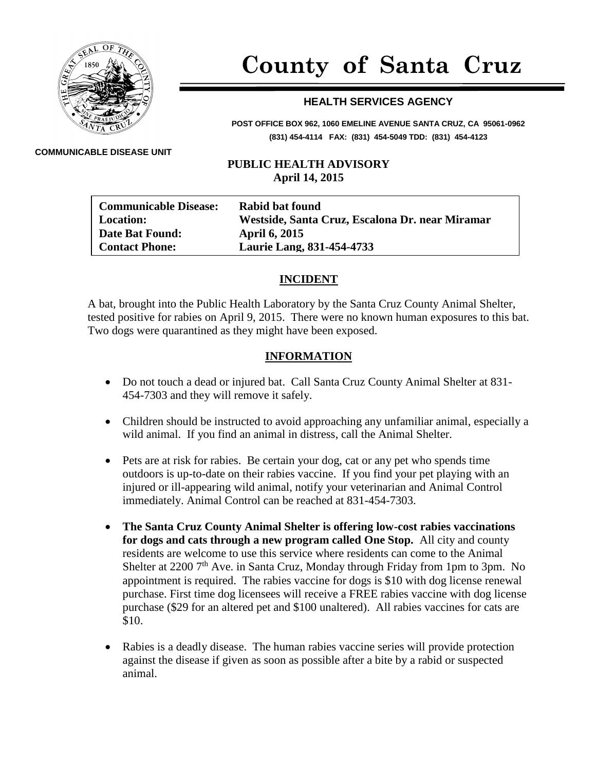# County of Santa Cruz

## HEALTH SERVICES AGENCY

**POST OFFICE BOX 962, 1060 EMELINE AVENUE SANTA CRUZ, CA 95061-0962**
**(831) 454-4114 FAX: (831) 454-5049 TDD: (831) 454-4123**

**COMMUNICABLE DISEASE UNIT**

**PUBLIC HEALTH ADVISORY**
**April 14, 2015**

| | |
|---|---|
| **Communicable Disease:** | **Rabid bat found** |
| **Location:** | **Westside, Santa Cruz, Escalona Dr. near Miramar** |
| **Date Bat Found:** | **April 6, 2015** |
| **Contact Phone:** | **Laurie Lang, 831-454-4733** |

## INCIDENT

A bat, brought into the Public Health Laboratory by the Santa Cruz County Animal Shelter, tested positive for rabies on April 9, 2015. There were no known human exposures to this bat. Two dogs were quarantined as they might have been exposed.

## INFORMATION

- Do not touch a dead or injured bat. Call Santa Cruz County Animal Shelter at 831-454-7303 and they will remove it safely.
- Children should be instructed to avoid approaching any unfamiliar animal, especially a wild animal. If you find an animal in distress, call the Animal Shelter.
- Pets are at risk for rabies. Be certain your dog, cat or any pet who spends time outdoors is up-to-date on their rabies vaccine. If you find your pet playing with an injured or ill-appearing wild animal, notify your veterinarian and Animal Control immediately. Animal Control can be reached at 831-454-7303.
- **The Santa Cruz County Animal Shelter is offering low-cost rabies vaccinations for dogs and cats through a new program called One Stop.** All city and county residents are welcome to use this service where residents can come to the Animal Shelter at 2200 7th Ave. in Santa Cruz, Monday through Friday from 1pm to 3pm. No appointment is required. The rabies vaccine for dogs is $10 with dog license renewal purchase. First time dog licensees will receive a FREE rabies vaccine with dog license purchase ($29 for an altered pet and $100 unaltered). All rabies vaccines for cats are $10.
- Rabies is a deadly disease. The human rabies vaccine series will provide protection against the disease if given as soon as possible after a bite by a rabid or suspected animal.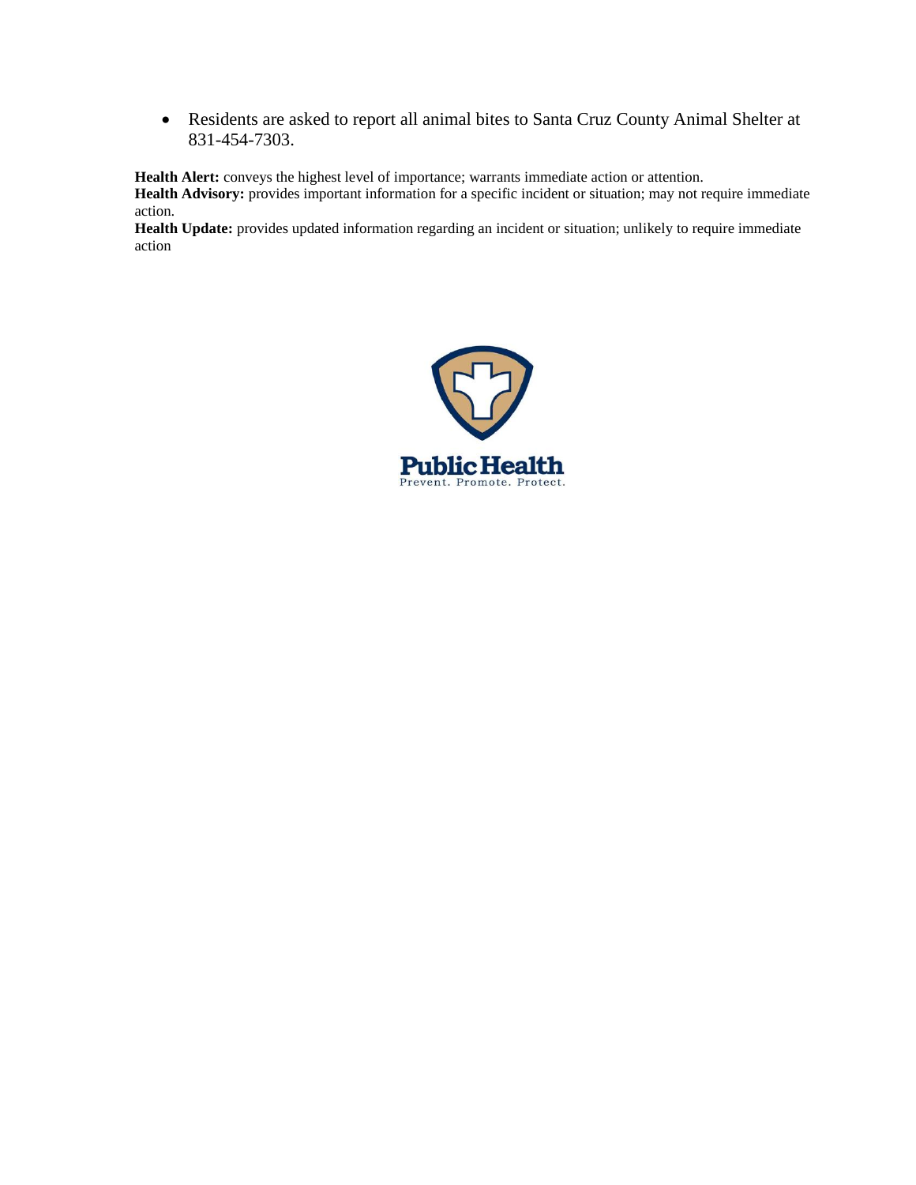- Residents are asked to report all animal bites to Santa Cruz County Animal Shelter at 831-454-7303.

**Health Alert:** conveys the highest level of importance; warrants immediate action or attention.
**Health Advisory:** provides important information for a specific incident or situation; may not require immediate action.
**Health Update:** provides updated information regarding an incident or situation; unlikely to require immediate action

Public Health
Prevent. Promote. Protect.